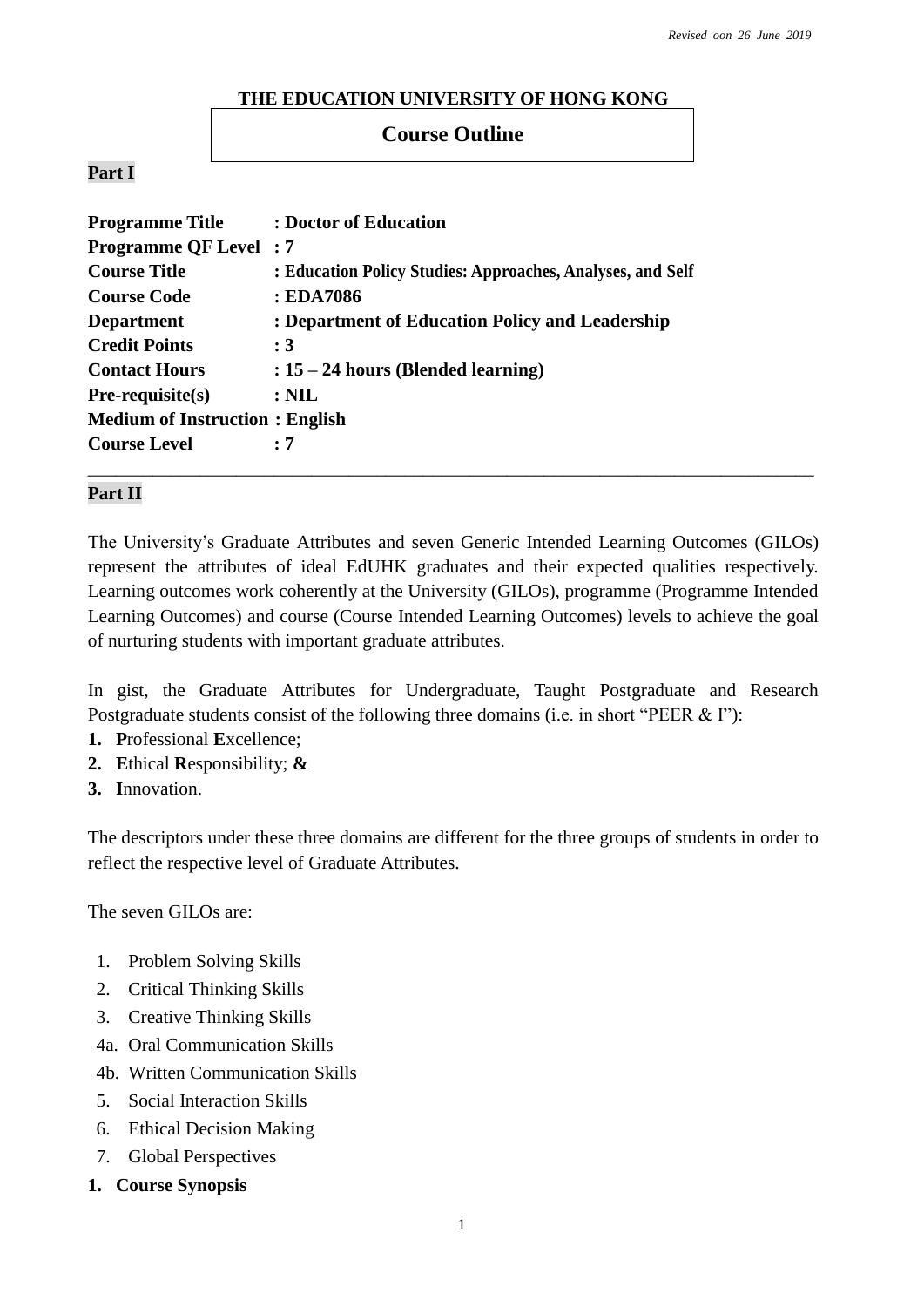*Revised oon 26 June 2019*

**THE EDUCATION UNIVERSITY OF HONG KONG**

# Course Outline

## Part I

**Programme Title** : **Doctor of Education**
**Programme QF Level** : **7**
**Course Title** : **Education Policy Studies: Approaches, Analyses, and Self**
**Course Code** : **EDA7086**
**Department** : **Department of Education Policy and Leadership**
**Credit Points** : **3**
**Contact Hours** : **15 – 24 hours (Blended learning)**
**Pre-requisite(s)** : **NIL**
**Medium of Instruction** : **English**
**Course Level** : **7**

---

## Part II

The University's Graduate Attributes and seven Generic Intended Learning Outcomes (GILOs) represent the attributes of ideal EdUHK graduates and their expected qualities respectively. Learning outcomes work coherently at the University (GILOs), programme (Programme Intended Learning Outcomes) and course (Course Intended Learning Outcomes) levels to achieve the goal of nurturing students with important graduate attributes.

In gist, the Graduate Attributes for Undergraduate, Taught Postgraduate and Research Postgraduate students consist of the following three domains (i.e. in short "PEER & I"):

1. **P**rofessional **E**xcellence;
2. **E**thical **R**esponsibility; **&**
3. **I**nnovation.

The descriptors under these three domains are different for the three groups of students in order to reflect the respective level of Graduate Attributes.

The seven GILOs are:

1. Problem Solving Skills
2. Critical Thinking Skills
3. Creative Thinking Skills
4a. Oral Communication Skills
4b. Written Communication Skills
5. Social Interaction Skills
6. Ethical Decision Making
7. Global Perspectives

**1. Course Synopsis**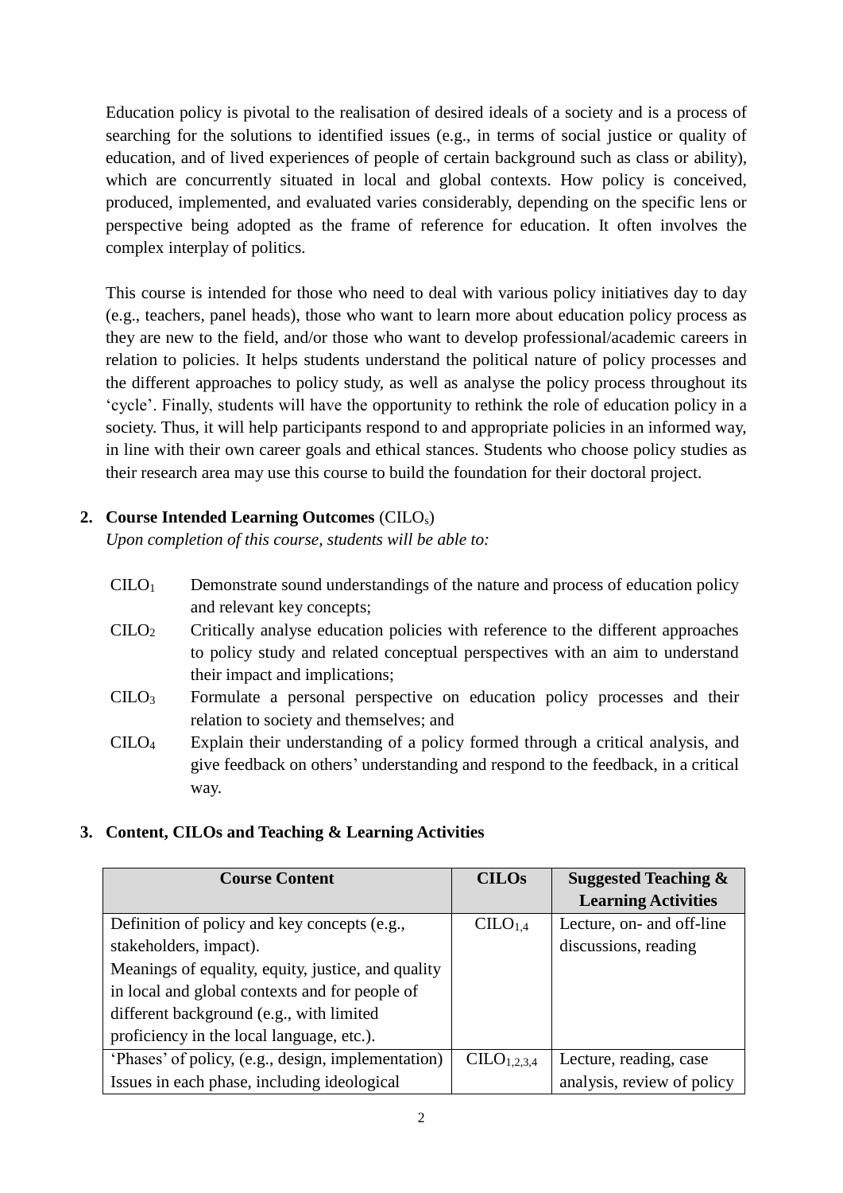Education policy is pivotal to the realisation of desired ideals of a society and is a process of searching for the solutions to identified issues (e.g., in terms of social justice or quality of education, and of lived experiences of people of certain background such as class or ability), which are concurrently situated in local and global contexts. How policy is conceived, produced, implemented, and evaluated varies considerably, depending on the specific lens or perspective being adopted as the frame of reference for education. It often involves the complex interplay of politics.

This course is intended for those who need to deal with various policy initiatives day to day (e.g., teachers, panel heads), those who want to learn more about education policy process as they are new to the field, and/or those who want to develop professional/academic careers in relation to policies. It helps students understand the political nature of policy processes and the different approaches to policy study, as well as analyse the policy process throughout its 'cycle'. Finally, students will have the opportunity to rethink the role of education policy in a society. Thus, it will help participants respond to and appropriate policies in an informed way, in line with their own career goals and ethical stances. Students who choose policy studies as their research area may use this course to build the foundation for their doctoral project.

## 2. Course Intended Learning Outcomes ($CILO_s$)

*Upon completion of this course, students will be able to:*

- $CILO_1$ Demonstrate sound understandings of the nature and process of education policy and relevant key concepts;
- $CILO_2$ Critically analyse education policies with reference to the different approaches to policy study and related conceptual perspectives with an aim to understand their impact and implications;
- $CILO_3$ Formulate a personal perspective on education policy processes and their relation to society and themselves; and
- $CILO_4$ Explain their understanding of a policy formed through a critical analysis, and give feedback on others' understanding and respond to the feedback, in a critical way.

## 3. Content, CILOs and Teaching & Learning Activities

| Course Content | CILOs | Suggested Teaching & Learning Activities |
|---|---|---|
| Definition of policy and key concepts (e.g., stakeholders, impact).<br>Meanings of equality, equity, justice, and quality in local and global contexts and for people of different background (e.g., with limited proficiency in the local language, etc.). | $CILO_{1,4}$ | Lecture, on- and off-line discussions, reading |
| 'Phases' of policy, (e.g., design, implementation)<br>Issues in each phase, including ideological | $CILO_{1,2,3,4}$ | Lecture, reading, case analysis, review of policy |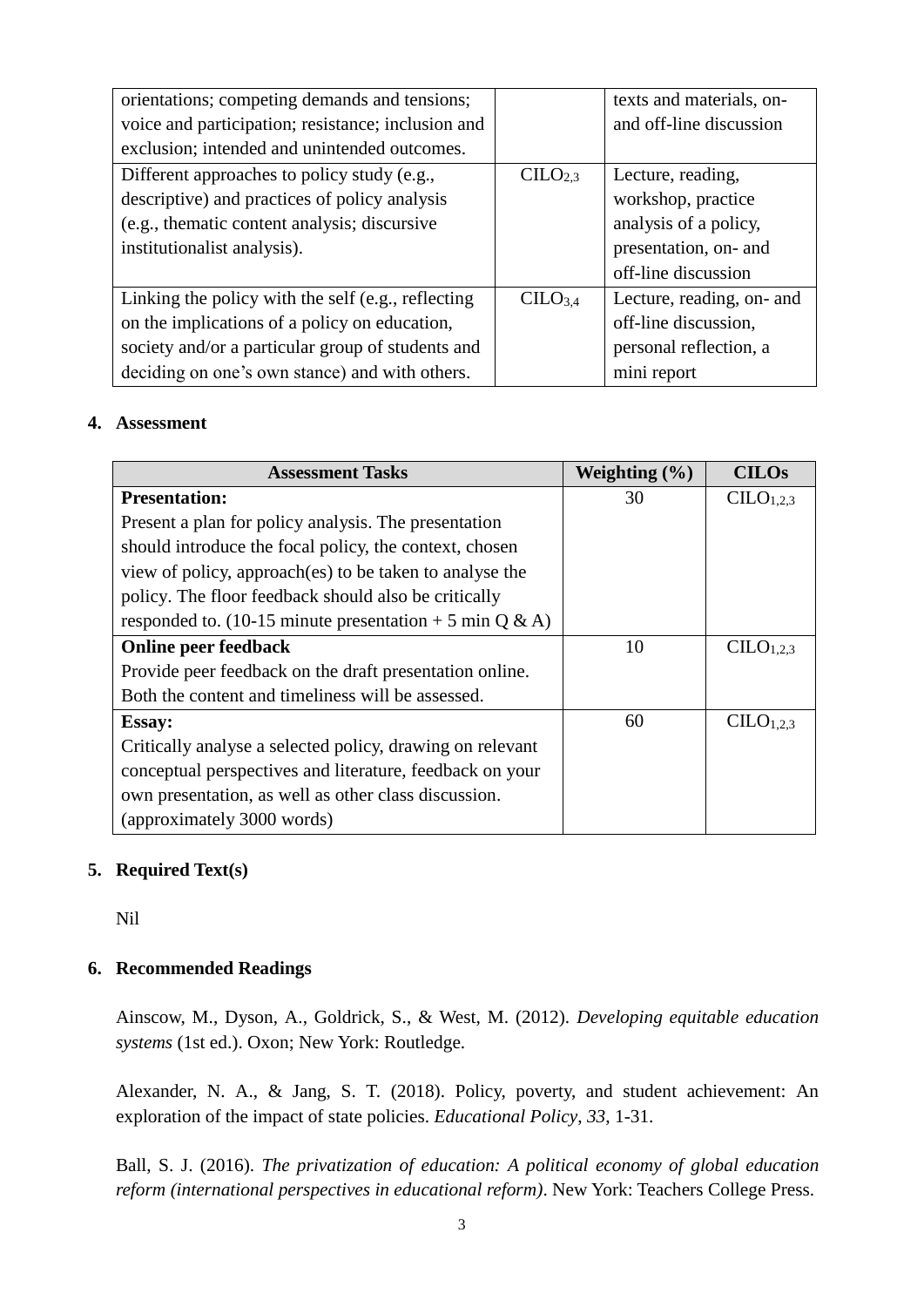| | | |
|---|---|---|
| orientations; competing demands and tensions; voice and participation; resistance; inclusion and exclusion; intended and unintended outcomes. | | texts and materials, on- and off-line discussion |
| Different approaches to policy study (e.g., descriptive) and practices of policy analysis (e.g., thematic content analysis; discursive institutionalist analysis). | $CILO_{2,3}$ | Lecture, reading, workshop, practice analysis of a policy, presentation, on- and off-line discussion |
| Linking the policy with the self (e.g., reflecting on the implications of a policy on education, society and/or a particular group of students and deciding on one's own stance) and with others. | $CILO_{3,4}$ | Lecture, reading, on- and off-line discussion, personal reflection, a mini report |

## 4. Assessment

| Assessment Tasks | Weighting (%) | CILOs |
|---|---|---|
| **Presentation:** Present a plan for policy analysis. The presentation should introduce the focal policy, the context, chosen view of policy, approach(es) to be taken to analyse the policy. The floor feedback should also be critically responded to. (10-15 minute presentation + 5 min Q & A) | 30 | $CILO_{1,2,3}$ |
| **Online peer feedback** Provide peer feedback on the draft presentation online. Both the content and timeliness will be assessed. | 10 | $CILO_{1,2,3}$ |
| **Essay:** Critically analyse a selected policy, drawing on relevant conceptual perspectives and literature, feedback on your own presentation, as well as other class discussion. (approximately 3000 words) | 60 | $CILO_{1,2,3}$ |

## 5. Required Text(s)

Nil

## 6. Recommended Readings

Ainscow, M., Dyson, A., Goldrick, S., & West, M. (2012). *Developing equitable education systems* (1st ed.). Oxon; New York: Routledge.

Alexander, N. A., & Jang, S. T. (2018). Policy, poverty, and student achievement: An exploration of the impact of state policies. *Educational Policy*, *33*, 1-31.

Ball, S. J. (2016). *The privatization of education: A political economy of global education reform (international perspectives in educational reform)*. New York: Teachers College Press.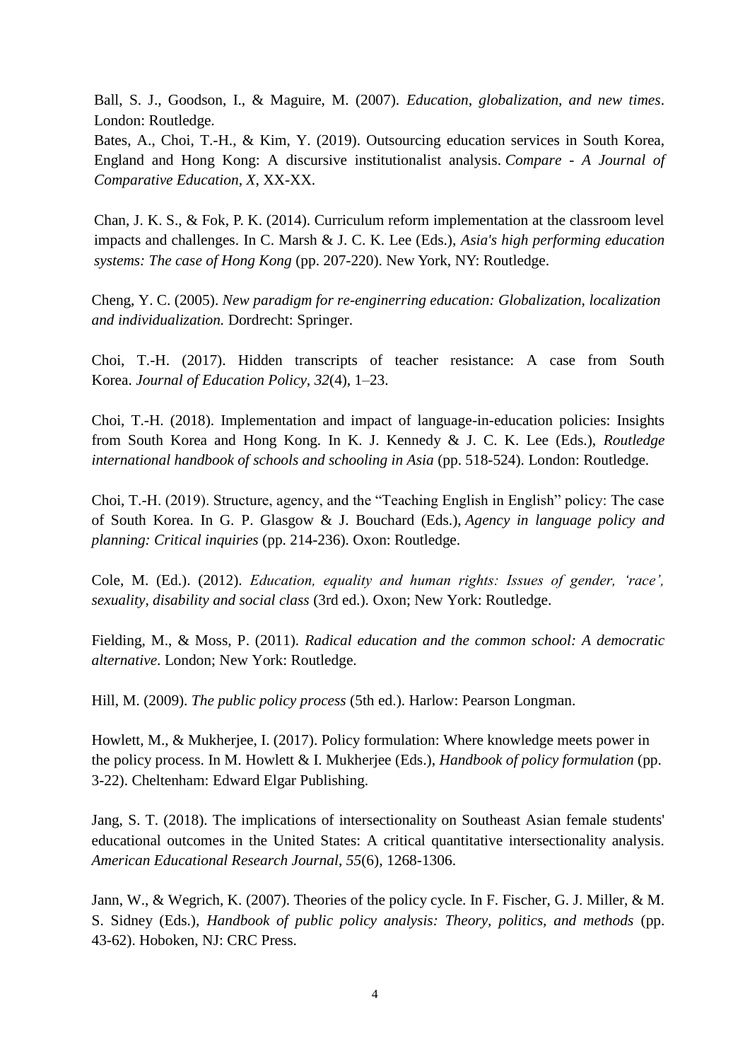Ball, S. J., Goodson, I., & Maguire, M. (2007). *Education, globalization, and new times*. London: Routledge.

Bates, A., Choi, T.-H., & Kim, Y. (2019). Outsourcing education services in South Korea, England and Hong Kong: A discursive institutionalist analysis. *Compare - A Journal of Comparative Education*, *X*, XX-XX.

Chan, J. K. S., & Fok, P. K. (2014). Curriculum reform implementation at the classroom level impacts and challenges. In C. Marsh & J. C. K. Lee (Eds.), *Asia's high performing education systems: The case of Hong Kong* (pp. 207-220). New York, NY: Routledge.

Cheng, Y. C. (2005). *New paradigm for re-enginerring education: Globalization, localization and individualization.* Dordrecht: Springer.

Choi, T.-H. (2017). Hidden transcripts of teacher resistance: A case from South Korea. *Journal of Education Policy*, *32*(4), 1–23.

Choi, T.-H. (2018). Implementation and impact of language-in-education policies: Insights from South Korea and Hong Kong. In K. J. Kennedy & J. C. K. Lee (Eds.), *Routledge international handbook of schools and schooling in Asia* (pp. 518-524). London: Routledge.

Choi, T.-H. (2019). Structure, agency, and the "Teaching English in English" policy: The case of South Korea. In G. P. Glasgow & J. Bouchard (Eds.), *Agency in language policy and planning: Critical inquiries* (pp. 214-236). Oxon: Routledge.

Cole, M. (Ed.). (2012). *Education, equality and human rights: Issues of gender, 'race', sexuality, disability and social class* (3rd ed.). Oxon; New York: Routledge.

Fielding, M., & Moss, P. (2011). *Radical education and the common school: A democratic alternative*. London; New York: Routledge.

Hill, M. (2009). *The public policy process* (5th ed.). Harlow: Pearson Longman.

Howlett, M., & Mukherjee, I. (2017). Policy formulation: Where knowledge meets power in the policy process. In M. Howlett & I. Mukherjee (Eds.), *Handbook of policy formulation* (pp. 3-22). Cheltenham: Edward Elgar Publishing.

Jang, S. T. (2018). The implications of intersectionality on Southeast Asian female students' educational outcomes in the United States: A critical quantitative intersectionality analysis. *American Educational Research Journal*, *55*(6), 1268-1306.

Jann, W., & Wegrich, K. (2007). Theories of the policy cycle. In F. Fischer, G. J. Miller, & M. S. Sidney (Eds.), *Handbook of public policy analysis: Theory, politics, and methods* (pp. 43-62). Hoboken, NJ: CRC Press.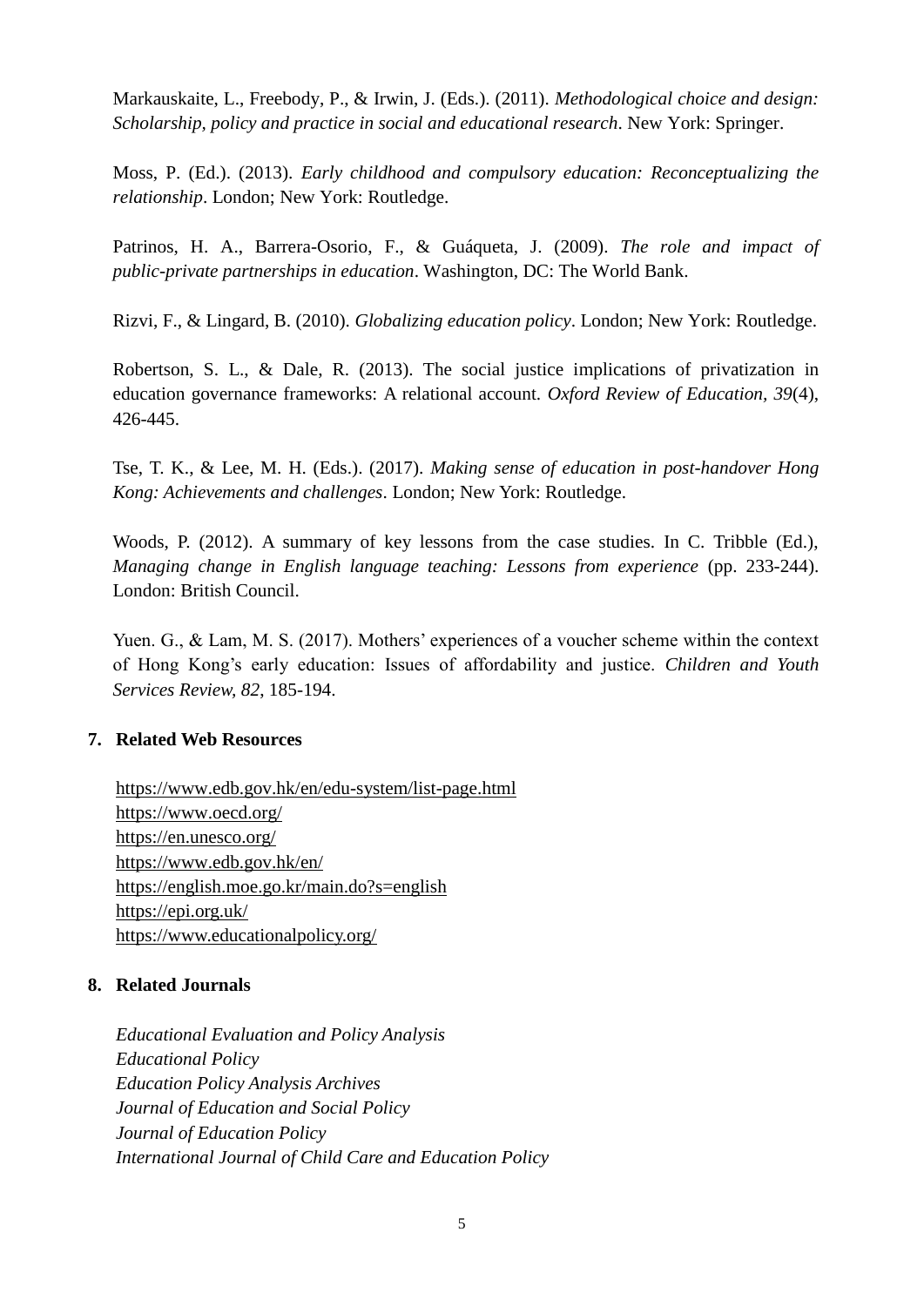Markauskaite, L., Freebody, P., & Irwin, J. (Eds.). (2011). *Methodological choice and design: Scholarship, policy and practice in social and educational research*. New York: Springer.

Moss, P. (Ed.). (2013). *Early childhood and compulsory education: Reconceptualizing the relationship*. London; New York: Routledge.

Patrinos, H. A., Barrera-Osorio, F., & Guáqueta, J. (2009). *The role and impact of public-private partnerships in education*. Washington, DC: The World Bank.

Rizvi, F., & Lingard, B. (2010). *Globalizing education policy*. London; New York: Routledge.

Robertson, S. L., & Dale, R. (2013). The social justice implications of privatization in education governance frameworks: A relational account. *Oxford Review of Education, 39*(4), 426-445.

Tse, T. K., & Lee, M. H. (Eds.). (2017). *Making sense of education in post-handover Hong Kong: Achievements and challenges*. London; New York: Routledge.

Woods, P. (2012). A summary of key lessons from the case studies. In C. Tribble (Ed.), *Managing change in English language teaching: Lessons from experience* (pp. 233-244). London: British Council.

Yuen. G., & Lam, M. S. (2017). Mothers' experiences of a voucher scheme within the context of Hong Kong's early education: Issues of affordability and justice. *Children and Youth Services Review, 82*, 185-194.

## 7. Related Web Resources

https://www.edb.gov.hk/en/edu-system/list-page.html
https://www.oecd.org/
https://en.unesco.org/
https://www.edb.gov.hk/en/
https://english.moe.go.kr/main.do?s=english
https://epi.org.uk/
https://www.educationalpolicy.org/

## 8. Related Journals

*Educational Evaluation and Policy Analysis*
*Educational Policy*
*Education Policy Analysis Archives*
*Journal of Education and Social Policy*
*Journal of Education Policy*
*International Journal of Child Care and Education Policy*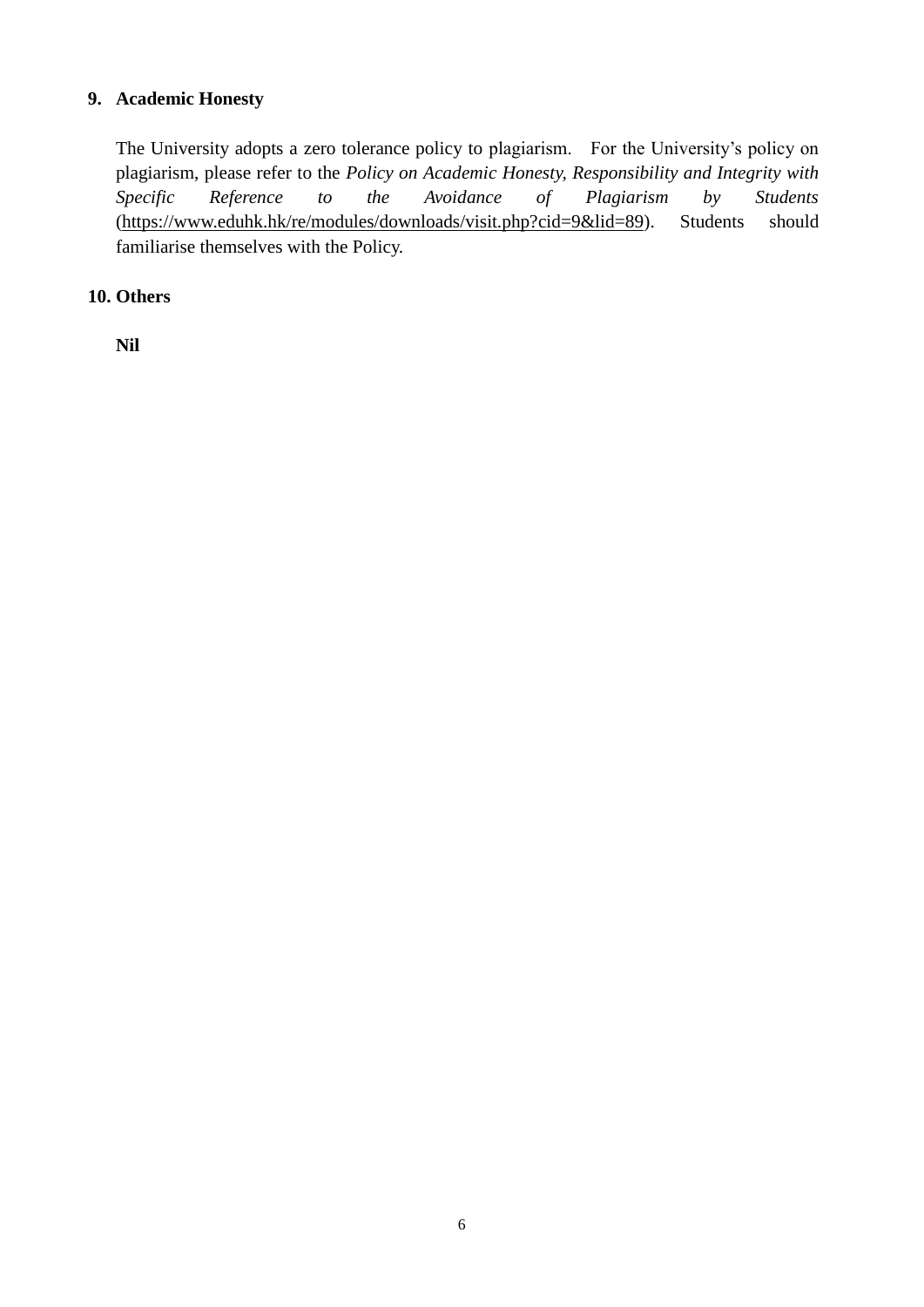## 9. Academic Honesty

The University adopts a zero tolerance policy to plagiarism. For the University's policy on plagiarism, please refer to the *Policy on Academic Honesty, Responsibility and Integrity with Specific Reference to the Avoidance of Plagiarism by Students* (https://www.eduhk.hk/re/modules/downloads/visit.php?cid=9&lid=89). Students should familiarise themselves with the Policy.

## 10. Others

**Nil**